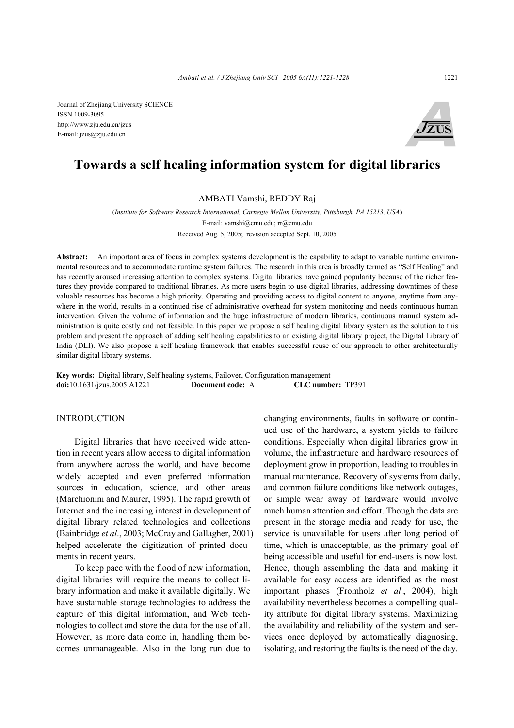Journal of Zhejiang University SCIENCE
ISSN 1009-3095
http://www.zju.edu.cn/jzus
E-mail: jzus@zju.edu.cn

# Towards a self healing information system for digital libraries

AMBATI Vamshi, REDDY Raj

(*Institute for Software Research International, Carnegie Mellon University, Pittsburgh, PA 15213, USA*)

E-mail: vamshi@cmu.edu; rr@cmu.edu

Received Aug. 5, 2005; revision accepted Sept. 10, 2005

**Abstract:** An important area of focus in complex systems development is the capability to adapt to variable runtime environmental resources and to accommodate runtime system failures. The research in this area is broadly termed as "Self Healing" and has recently aroused increasing attention to complex systems. Digital libraries have gained popularity because of the richer features they provide compared to traditional libraries. As more users begin to use digital libraries, addressing downtimes of these valuable resources has become a high priority. Operating and providing access to digital content to anyone, anytime from anywhere in the world, results in a continued rise of administrative overhead for system monitoring and needs continuous human intervention. Given the volume of information and the huge infrastructure of modern libraries, continuous manual system administration is quite costly and not feasible. In this paper we propose a self healing digital library system as the solution to this problem and present the approach of adding self healing capabilities to an existing digital library project, the Digital Library of India (DLI). We also propose a self healing framework that enables successful reuse of our approach to other architecturally similar digital library systems.

**Key words:** Digital library, Self healing systems, Failover, Configuration management

**doi:**10.1631/jzus.2005.A1221 **Document code:** A **CLC number:** TP391

## INTRODUCTION

Digital libraries that have received wide attention in recent years allow access to digital information from anywhere across the world, and have become widely accepted and even preferred information sources in education, science, and other areas (Marchionini and Maurer, 1995). The rapid growth of Internet and the increasing interest in development of digital library related technologies and collections (Bainbridge *et al*., 2003; McCray and Gallagher, 2001) helped accelerate the digitization of printed documents in recent years.

To keep pace with the flood of new information, digital libraries will require the means to collect library information and make it available digitally. We have sustainable storage technologies to address the capture of this digital information, and Web technologies to collect and store the data for the use of all. However, as more data come in, handling them becomes unmanageable. Also in the long run due to changing environments, faults in software or continued use of the hardware, a system yields to failure conditions. Especially when digital libraries grow in volume, the infrastructure and hardware resources of deployment grow in proportion, leading to troubles in manual maintenance. Recovery of systems from daily, and common failure conditions like network outages, or simple wear away of hardware would involve much human attention and effort. Though the data are present in the storage media and ready for use, the service is unavailable for users after long period of time, which is unacceptable, as the primary goal of being accessible and useful for end-users is now lost. Hence, though assembling the data and making it available for easy access are identified as the most important phases (Fromholz *et al*., 2004), high availability nevertheless becomes a compelling quality attribute for digital library systems. Maximizing the availability and reliability of the system and services once deployed by automatically diagnosing, isolating, and restoring the faults is the need of the day.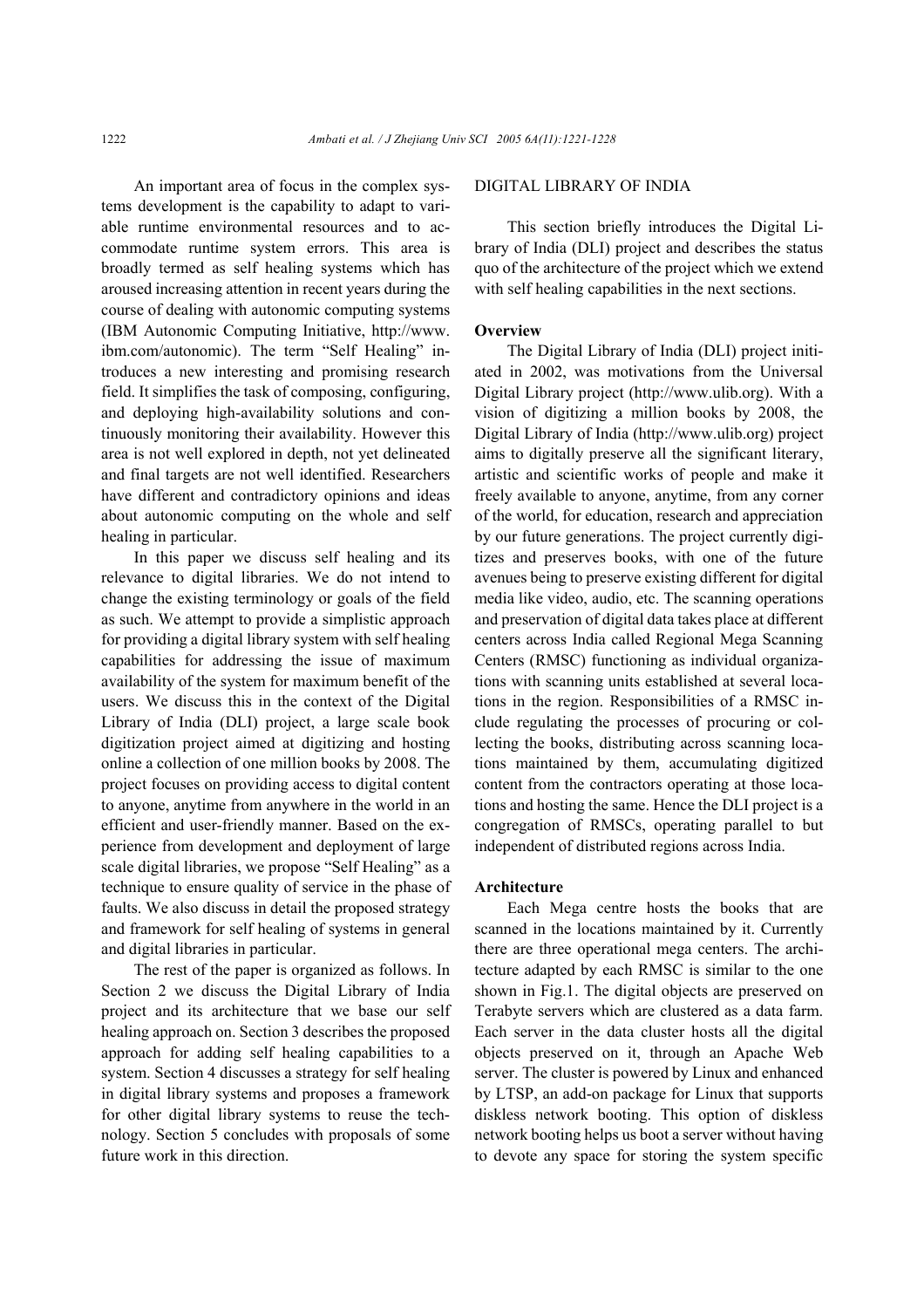An important area of focus in the complex systems development is the capability to adapt to variable runtime environmental resources and to accommodate runtime system errors. This area is broadly termed as self healing systems which has aroused increasing attention in recent years during the course of dealing with autonomic computing systems (IBM Autonomic Computing Initiative, http://www.ibm.com/autonomic). The term "Self Healing" introduces a new interesting and promising research field. It simplifies the task of composing, configuring, and deploying high-availability solutions and continuously monitoring their availability. However this area is not well explored in depth, not yet delineated and final targets are not well identified. Researchers have different and contradictory opinions and ideas about autonomic computing on the whole and self healing in particular.

In this paper we discuss self healing and its relevance to digital libraries. We do not intend to change the existing terminology or goals of the field as such. We attempt to provide a simplistic approach for providing a digital library system with self healing capabilities for addressing the issue of maximum availability of the system for maximum benefit of the users. We discuss this in the context of the Digital Library of India (DLI) project, a large scale book digitization project aimed at digitizing and hosting online a collection of one million books by 2008. The project focuses on providing access to digital content to anyone, anytime from anywhere in the world in an efficient and user-friendly manner. Based on the experience from development and deployment of large scale digital libraries, we propose "Self Healing" as a technique to ensure quality of service in the phase of faults. We also discuss in detail the proposed strategy and framework for self healing of systems in general and digital libraries in particular.

The rest of the paper is organized as follows. In Section 2 we discuss the Digital Library of India project and its architecture that we base our self healing approach on. Section 3 describes the proposed approach for adding self healing capabilities to a system. Section 4 discusses a strategy for self healing in digital library systems and proposes a framework for other digital library systems to reuse the technology. Section 5 concludes with proposals of some future work in this direction.

## DIGITAL LIBRARY OF INDIA

This section briefly introduces the Digital Library of India (DLI) project and describes the status quo of the architecture of the project which we extend with self healing capabilities in the next sections.

### Overview

The Digital Library of India (DLI) project initiated in 2002, was motivations from the Universal Digital Library project (http://www.ulib.org). With a vision of digitizing a million books by 2008, the Digital Library of India (http://www.ulib.org) project aims to digitally preserve all the significant literary, artistic and scientific works of people and make it freely available to anyone, anytime, from any corner of the world, for education, research and appreciation by our future generations. The project currently digitizes and preserves books, with one of the future avenues being to preserve existing different for digital media like video, audio, etc. The scanning operations and preservation of digital data takes place at different centers across India called Regional Mega Scanning Centers (RMSC) functioning as individual organizations with scanning units established at several locations in the region. Responsibilities of a RMSC include regulating the processes of procuring or collecting the books, distributing across scanning locations maintained by them, accumulating digitized content from the contractors operating at those locations and hosting the same. Hence the DLI project is a congregation of RMSCs, operating parallel to but independent of distributed regions across India.

### Architecture

Each Mega centre hosts the books that are scanned in the locations maintained by it. Currently there are three operational mega centers. The architecture adapted by each RMSC is similar to the one shown in Fig.1. The digital objects are preserved on Terabyte servers which are clustered as a data farm. Each server in the data cluster hosts all the digital objects preserved on it, through an Apache Web server. The cluster is powered by Linux and enhanced by LTSP, an add-on package for Linux that supports diskless network booting. This option of diskless network booting helps us boot a server without having to devote any space for storing the system specific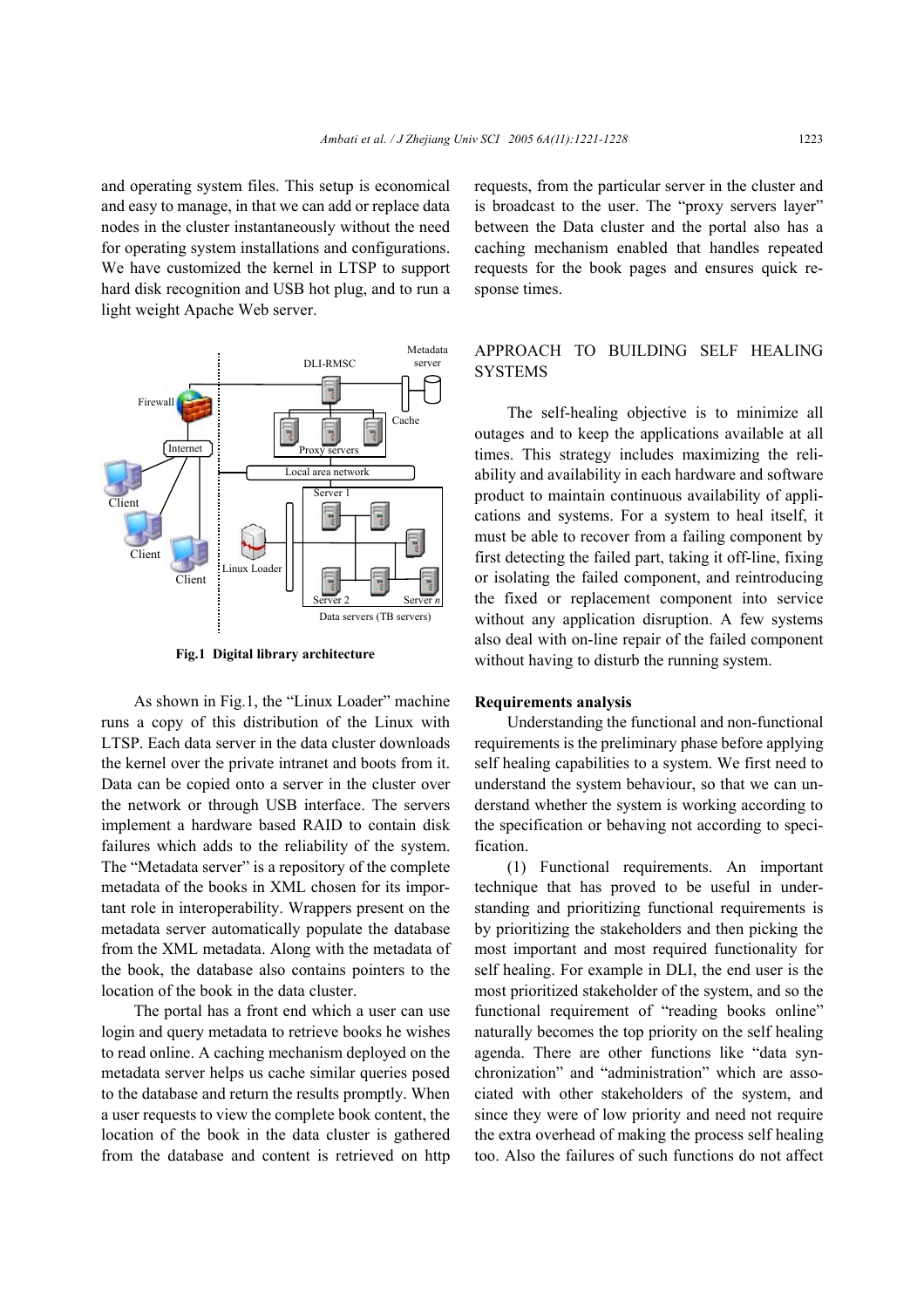and operating system files. This setup is economical and easy to manage, in that we can add or replace data nodes in the cluster instantaneously without the need for operating system installations and configurations. We have customized the kernel in LTSP to support hard disk recognition and USB hot plug, and to run a light weight Apache Web server.

DLI-RMSC
Metadata server
Firewall
Cache
Internet
Proxy servers
Local area network
Client
Server 1
Client
Linux Loader
Client
Server 2
Server *n*
Data servers (TB servers)

**Fig.1 Digital library architecture**

As shown in Fig.1, the "Linux Loader" machine runs a copy of this distribution of the Linux with LTSP. Each data server in the data cluster downloads the kernel over the private intranet and boots from it. Data can be copied onto a server in the cluster over the network or through USB interface. The servers implement a hardware based RAID to contain disk failures which adds to the reliability of the system. The "Metadata server" is a repository of the complete metadata of the books in XML chosen for its important role in interoperability. Wrappers present on the metadata server automatically populate the database from the XML metadata. Along with the metadata of the book, the database also contains pointers to the location of the book in the data cluster.

The portal has a front end which a user can use login and query metadata to retrieve books he wishes to read online. A caching mechanism deployed on the metadata server helps us cache similar queries posed to the database and return the results promptly. When a user requests to view the complete book content, the location of the book in the data cluster is gathered from the database and content is retrieved on http requests, from the particular server in the cluster and is broadcast to the user. The "proxy servers layer" between the Data cluster and the portal also has a caching mechanism enabled that handles repeated requests for the book pages and ensures quick response times.

## APPROACH TO BUILDING SELF HEALING SYSTEMS

The self-healing objective is to minimize all outages and to keep the applications available at all times. This strategy includes maximizing the reliability and availability in each hardware and software product to maintain continuous availability of applications and systems. For a system to heal itself, it must be able to recover from a failing component by first detecting the failed part, taking it off-line, fixing or isolating the failed component, and reintroducing the fixed or replacement component into service without any application disruption. A few systems also deal with on-line repair of the failed component without having to disturb the running system.

### Requirements analysis

Understanding the functional and non-functional requirements is the preliminary phase before applying self healing capabilities to a system. We first need to understand the system behaviour, so that we can understand whether the system is working according to the specification or behaving not according to specification.

(1) Functional requirements. An important technique that has proved to be useful in understanding and prioritizing functional requirements is by prioritizing the stakeholders and then picking the most important and most required functionality for self healing. For example in DLI, the end user is the most prioritized stakeholder of the system, and so the functional requirement of "reading books online" naturally becomes the top priority on the self healing agenda. There are other functions like "data synchronization" and "administration" which are associated with other stakeholders of the system, and since they were of low priority and need not require the extra overhead of making the process self healing too. Also the failures of such functions do not affect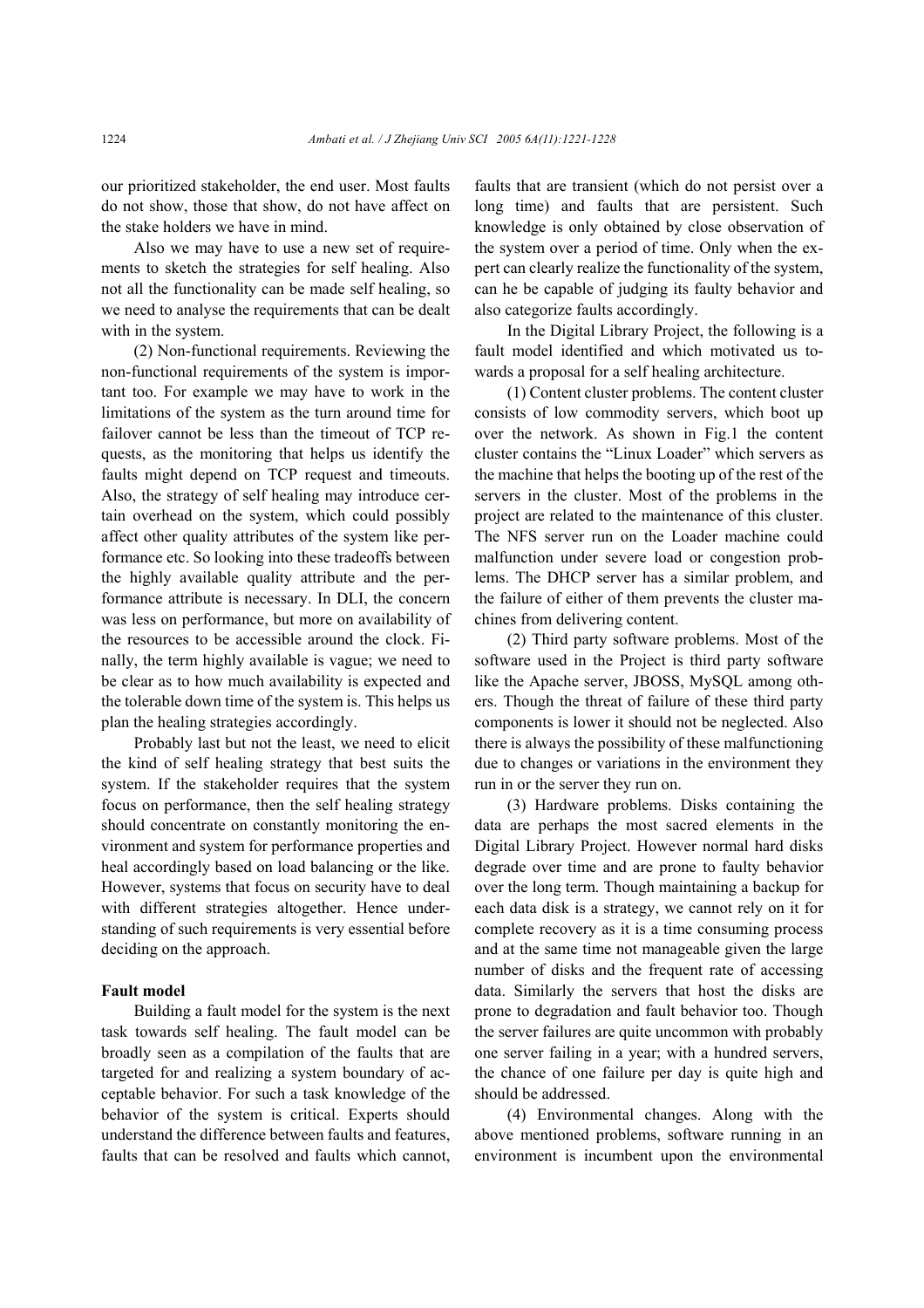our prioritized stakeholder, the end user. Most faults do not show, those that show, do not have affect on the stake holders we have in mind.

Also we may have to use a new set of requirements to sketch the strategies for self healing. Also not all the functionality can be made self healing, so we need to analyse the requirements that can be dealt with in the system.

(2) Non-functional requirements. Reviewing the non-functional requirements of the system is important too. For example we may have to work in the limitations of the system as the turn around time for failover cannot be less than the timeout of TCP requests, as the monitoring that helps us identify the faults might depend on TCP request and timeouts. Also, the strategy of self healing may introduce certain overhead on the system, which could possibly affect other quality attributes of the system like performance etc. So looking into these tradeoffs between the highly available quality attribute and the performance attribute is necessary. In DLI, the concern was less on performance, but more on availability of the resources to be accessible around the clock. Finally, the term highly available is vague; we need to be clear as to how much availability is expected and the tolerable down time of the system is. This helps us plan the healing strategies accordingly.

Probably last but not the least, we need to elicit the kind of self healing strategy that best suits the system. If the stakeholder requires that the system focus on performance, then the self healing strategy should concentrate on constantly monitoring the environment and system for performance properties and heal accordingly based on load balancing or the like. However, systems that focus on security have to deal with different strategies altogether. Hence understanding of such requirements is very essential before deciding on the approach.

**Fault model**

Building a fault model for the system is the next task towards self healing. The fault model can be broadly seen as a compilation of the faults that are targeted for and realizing a system boundary of acceptable behavior. For such a task knowledge of the behavior of the system is critical. Experts should understand the difference between faults and features, faults that can be resolved and faults which cannot, faults that are transient (which do not persist over a long time) and faults that are persistent. Such knowledge is only obtained by close observation of the system over a period of time. Only when the expert can clearly realize the functionality of the system, can he be capable of judging its faulty behavior and also categorize faults accordingly.

In the Digital Library Project, the following is a fault model identified and which motivated us towards a proposal for a self healing architecture.

(1) Content cluster problems. The content cluster consists of low commodity servers, which boot up over the network. As shown in Fig.1 the content cluster contains the "Linux Loader" which servers as the machine that helps the booting up of the rest of the servers in the cluster. Most of the problems in the project are related to the maintenance of this cluster. The NFS server run on the Loader machine could malfunction under severe load or congestion problems. The DHCP server has a similar problem, and the failure of either of them prevents the cluster machines from delivering content.

(2) Third party software problems. Most of the software used in the Project is third party software like the Apache server, JBOSS, MySQL among others. Though the threat of failure of these third party components is lower it should not be neglected. Also there is always the possibility of these malfunctioning due to changes or variations in the environment they run in or the server they run on.

(3) Hardware problems. Disks containing the data are perhaps the most sacred elements in the Digital Library Project. However normal hard disks degrade over time and are prone to faulty behavior over the long term. Though maintaining a backup for each data disk is a strategy, we cannot rely on it for complete recovery as it is a time consuming process and at the same time not manageable given the large number of disks and the frequent rate of accessing data. Similarly the servers that host the disks are prone to degradation and fault behavior too. Though the server failures are quite uncommon with probably one server failing in a year; with a hundred servers, the chance of one failure per day is quite high and should be addressed.

(4) Environmental changes. Along with the above mentioned problems, software running in an environment is incumbent upon the environmental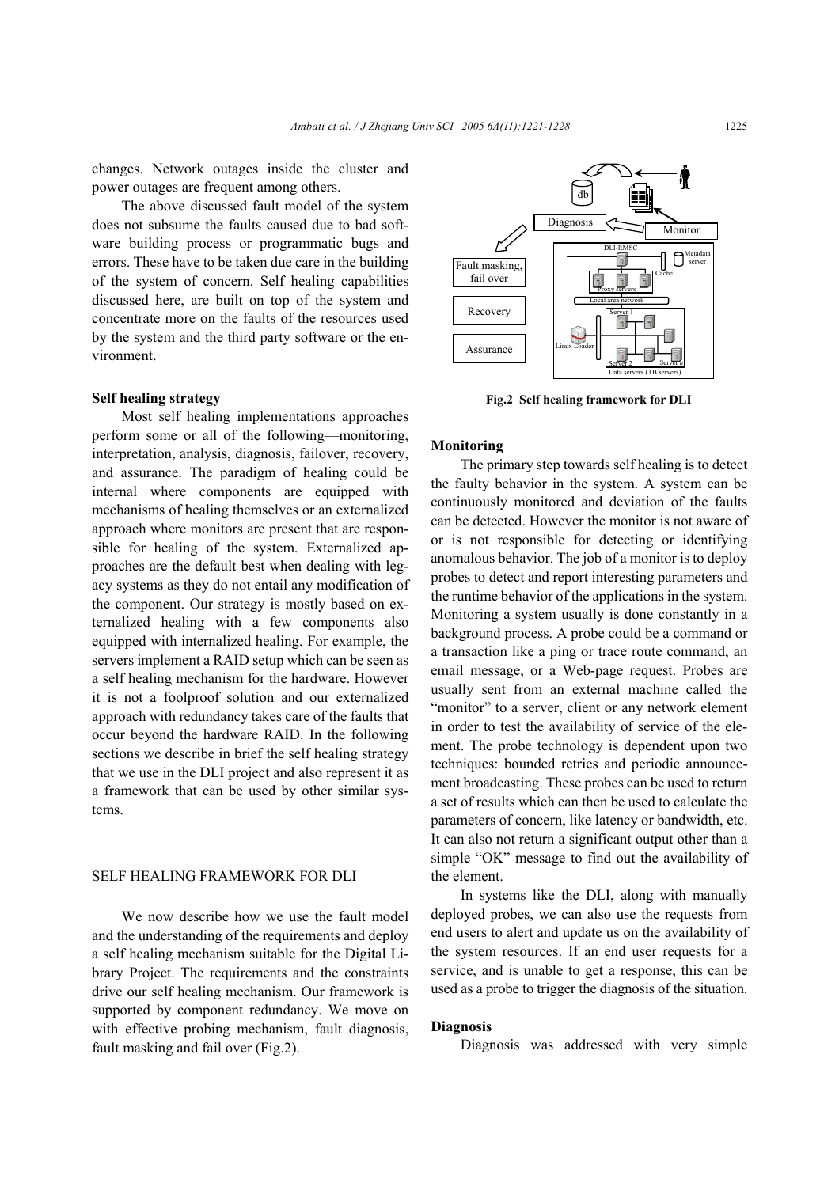changes. Network outages inside the cluster and power outages are frequent among others.

The above discussed fault model of the system does not subsume the faults caused due to bad software building process or programmatic bugs and errors. These have to be taken due care in the building of the system of concern. Self healing capabilities discussed here, are built on top of the system and concentrate more on the faults of the resources used by the system and the third party software or the environment.

**Self healing strategy**

Most self healing implementations approaches perform some or all of the following—monitoring, interpretation, analysis, diagnosis, failover, recovery, and assurance. The paradigm of healing could be internal where components are equipped with mechanisms of healing themselves or an externalized approach where monitors are present that are responsible for healing of the system. Externalized approaches are the default best when dealing with legacy systems as they do not entail any modification of the component. Our strategy is mostly based on externalized healing with a few components also equipped with internalized healing. For example, the servers implement a RAID setup which can be seen as a self healing mechanism for the hardware. However it is not a foolproof solution and our externalized approach with redundancy takes care of the faults that occur beyond the hardware RAID. In the following sections we describe in brief the self healing strategy that we use in the DLI project and also represent it as a framework that can be used by other similar systems.

## SELF HEALING FRAMEWORK FOR DLI

We now describe how we use the fault model and the understanding of the requirements and deploy a self healing mechanism suitable for the Digital Library Project. The requirements and the constraints drive our self healing mechanism. Our framework is supported by component redundancy. We move on with effective probing mechanism, fault diagnosis, fault masking and fail over (Fig.2).

**Fig.2 Self healing framework for DLI**

**Monitoring**

The primary step towards self healing is to detect the faulty behavior in the system. A system can be continuously monitored and deviation of the faults can be detected. However the monitor is not aware of or is not responsible for detecting or identifying anomalous behavior. The job of a monitor is to deploy probes to detect and report interesting parameters and the runtime behavior of the applications in the system. Monitoring a system usually is done constantly in a background process. A probe could be a command or a transaction like a ping or trace route command, an email message, or a Web-page request. Probes are usually sent from an external machine called the "monitor" to a server, client or any network element in order to test the availability of service of the element. The probe technology is dependent upon two techniques: bounded retries and periodic announcement broadcasting. These probes can be used to return a set of results which can then be used to calculate the parameters of concern, like latency or bandwidth, etc. It can also not return a significant output other than a simple "OK" message to find out the availability of the element.

In systems like the DLI, along with manually deployed probes, we can also use the requests from end users to alert and update us on the availability of the system resources. If an end user requests for a service, and is unable to get a response, this can be used as a probe to trigger the diagnosis of the situation.

**Diagnosis**

Diagnosis was addressed with very simple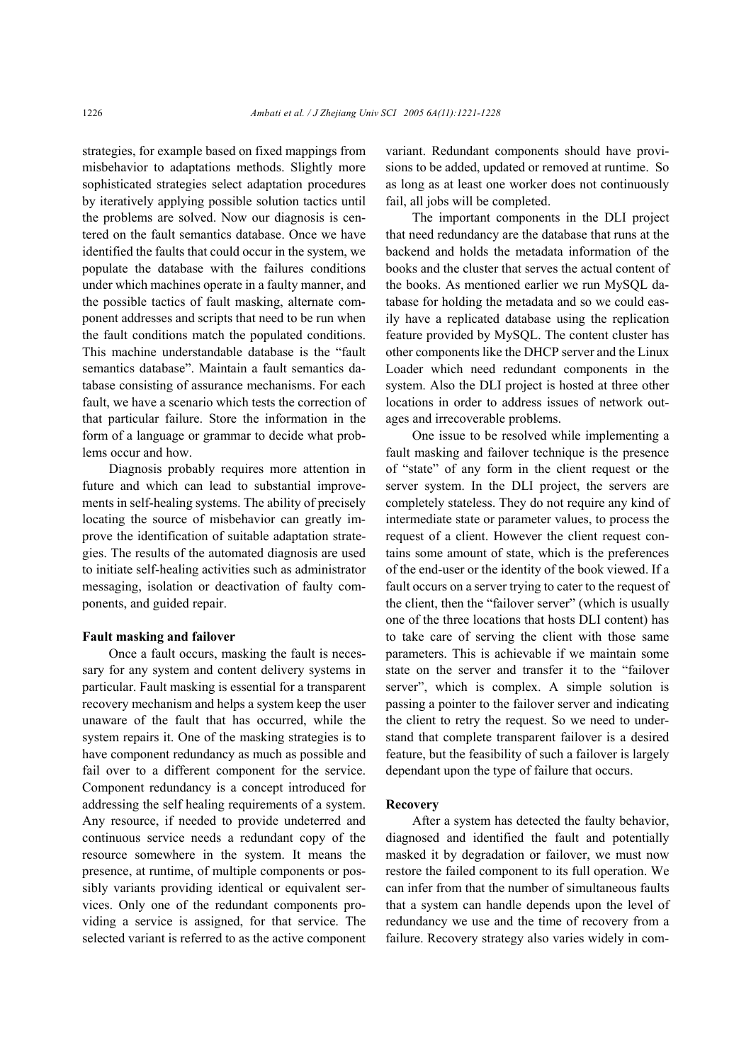strategies, for example based on fixed mappings from misbehavior to adaptations methods. Slightly more sophisticated strategies select adaptation procedures by iteratively applying possible solution tactics until the problems are solved. Now our diagnosis is centered on the fault semantics database. Once we have identified the faults that could occur in the system, we populate the database with the failures conditions under which machines operate in a faulty manner, and the possible tactics of fault masking, alternate component addresses and scripts that need to be run when the fault conditions match the populated conditions. This machine understandable database is the "fault semantics database". Maintain a fault semantics database consisting of assurance mechanisms. For each fault, we have a scenario which tests the correction of that particular failure. Store the information in the form of a language or grammar to decide what problems occur and how.

Diagnosis probably requires more attention in future and which can lead to substantial improvements in self-healing systems. The ability of precisely locating the source of misbehavior can greatly improve the identification of suitable adaptation strategies. The results of the automated diagnosis are used to initiate self-healing activities such as administrator messaging, isolation or deactivation of faulty components, and guided repair.

**Fault masking and failover**

Once a fault occurs, masking the fault is necessary for any system and content delivery systems in particular. Fault masking is essential for a transparent recovery mechanism and helps a system keep the user unaware of the fault that has occurred, while the system repairs it. One of the masking strategies is to have component redundancy as much as possible and fail over to a different component for the service. Component redundancy is a concept introduced for addressing the self healing requirements of a system. Any resource, if needed to provide undeterred and continuous service needs a redundant copy of the resource somewhere in the system. It means the presence, at runtime, of multiple components or possibly variants providing identical or equivalent services. Only one of the redundant components providing a service is assigned, for that service. The selected variant is referred to as the active component variant. Redundant components should have provisions to be added, updated or removed at runtime. So as long as at least one worker does not continuously fail, all jobs will be completed.

The important components in the DLI project that need redundancy are the database that runs at the backend and holds the metadata information of the books and the cluster that serves the actual content of the books. As mentioned earlier we run MySQL database for holding the metadata and so we could easily have a replicated database using the replication feature provided by MySQL. The content cluster has other components like the DHCP server and the Linux Loader which need redundant components in the system. Also the DLI project is hosted at three other locations in order to address issues of network outages and irrecoverable problems.

One issue to be resolved while implementing a fault masking and failover technique is the presence of "state" of any form in the client request or the server system. In the DLI project, the servers are completely stateless. They do not require any kind of intermediate state or parameter values, to process the request of a client. However the client request contains some amount of state, which is the preferences of the end-user or the identity of the book viewed. If a fault occurs on a server trying to cater to the request of the client, then the "failover server" (which is usually one of the three locations that hosts DLI content) has to take care of serving the client with those same parameters. This is achievable if we maintain some state on the server and transfer it to the "failover server", which is complex. A simple solution is passing a pointer to the failover server and indicating the client to retry the request. So we need to understand that complete transparent failover is a desired feature, but the feasibility of such a failover is largely dependant upon the type of failure that occurs.

**Recovery**

After a system has detected the faulty behavior, diagnosed and identified the fault and potentially masked it by degradation or failover, we must now restore the failed component to its full operation. We can infer from that the number of simultaneous faults that a system can handle depends upon the level of redundancy we use and the time of recovery from a failure. Recovery strategy also varies widely in com-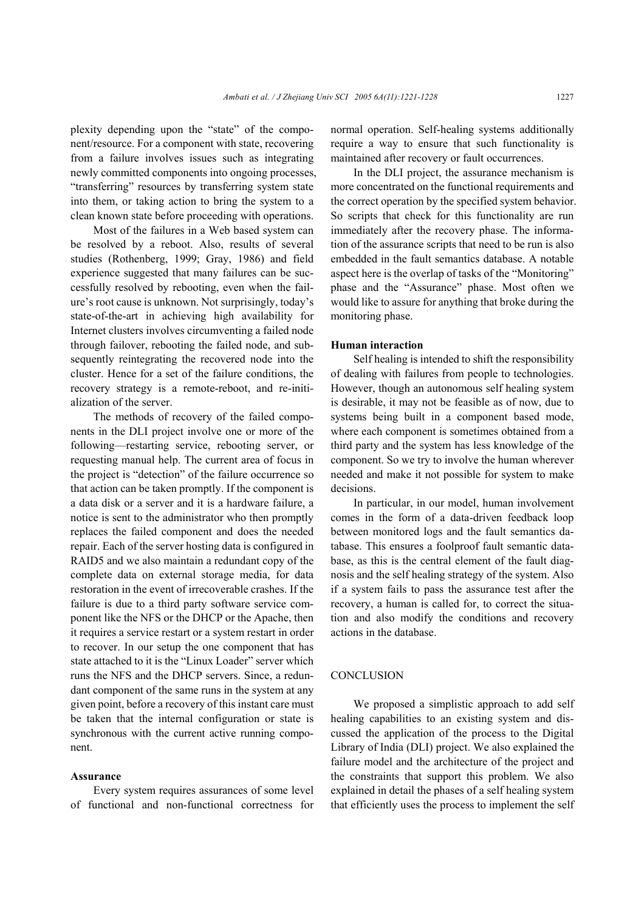plexity depending upon the "state" of the component/resource. For a component with state, recovering from a failure involves issues such as integrating newly committed components into ongoing processes, "transferring" resources by transferring system state into them, or taking action to bring the system to a clean known state before proceeding with operations.

Most of the failures in a Web based system can be resolved by a reboot. Also, results of several studies (Rothenberg, 1999; Gray, 1986) and field experience suggested that many failures can be successfully resolved by rebooting, even when the failure's root cause is unknown. Not surprisingly, today's state-of-the-art in achieving high availability for Internet clusters involves circumventing a failed node through failover, rebooting the failed node, and subsequently reintegrating the recovered node into the cluster. Hence for a set of the failure conditions, the recovery strategy is a remote-reboot, and re-initialization of the server.

The methods of recovery of the failed components in the DLI project involve one or more of the following—restarting service, rebooting server, or requesting manual help. The current area of focus in the project is "detection" of the failure occurrence so that action can be taken promptly. If the component is a data disk or a server and it is a hardware failure, a notice is sent to the administrator who then promptly replaces the failed component and does the needed repair. Each of the server hosting data is configured in RAID5 and we also maintain a redundant copy of the complete data on external storage media, for data restoration in the event of irrecoverable crashes. If the failure is due to a third party software service component like the NFS or the DHCP or the Apache, then it requires a service restart or a system restart in order to recover. In our setup the one component that has state attached to it is the "Linux Loader" server which runs the NFS and the DHCP servers. Since, a redundant component of the same runs in the system at any given point, before a recovery of this instant care must be taken that the internal configuration or state is synchronous with the current active running component.

**Assurance**

Every system requires assurances of some level of functional and non-functional correctness for normal operation. Self-healing systems additionally require a way to ensure that such functionality is maintained after recovery or fault occurrences.

In the DLI project, the assurance mechanism is more concentrated on the functional requirements and the correct operation by the specified system behavior. So scripts that check for this functionality are run immediately after the recovery phase. The information of the assurance scripts that need to be run is also embedded in the fault semantics database. A notable aspect here is the overlap of tasks of the "Monitoring" phase and the "Assurance" phase. Most often we would like to assure for anything that broke during the monitoring phase.

**Human interaction**

Self healing is intended to shift the responsibility of dealing with failures from people to technologies. However, though an autonomous self healing system is desirable, it may not be feasible as of now, due to systems being built in a component based mode, where each component is sometimes obtained from a third party and the system has less knowledge of the component. So we try to involve the human wherever needed and make it not possible for system to make decisions.

In particular, in our model, human involvement comes in the form of a data-driven feedback loop between monitored logs and the fault semantics database. This ensures a foolproof fault semantic database, as this is the central element of the fault diagnosis and the self healing strategy of the system. Also if a system fails to pass the assurance test after the recovery, a human is called for, to correct the situation and also modify the conditions and recovery actions in the database.

## CONCLUSION

We proposed a simplistic approach to add self healing capabilities to an existing system and discussed the application of the process to the Digital Library of India (DLI) project. We also explained the failure model and the architecture of the project and the constraints that support this problem. We also explained in detail the phases of a self healing system that efficiently uses the process to implement the self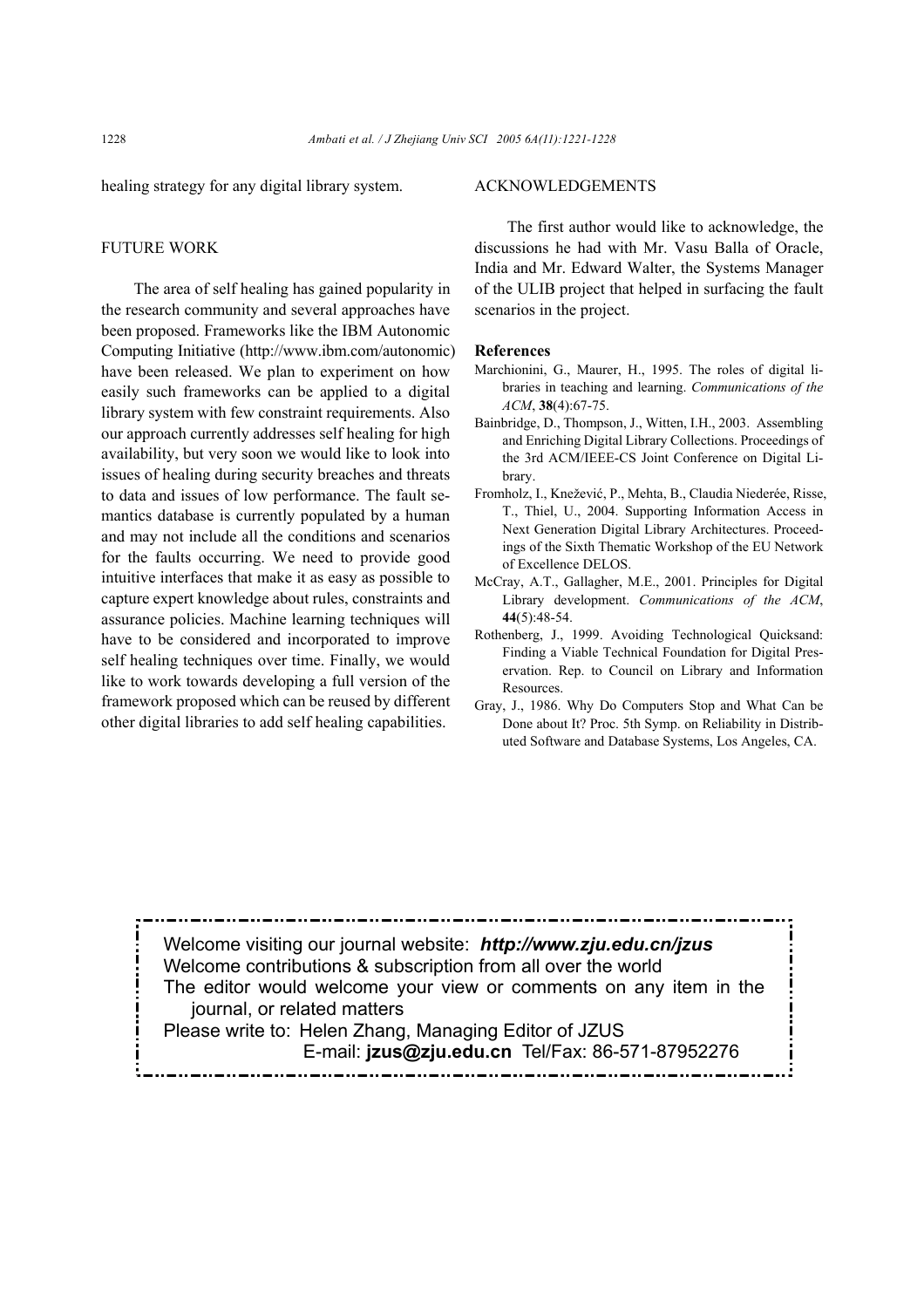healing strategy for any digital library system.

## FUTURE WORK

The area of self healing has gained popularity in the research community and several approaches have been proposed. Frameworks like the IBM Autonomic Computing Initiative (http://www.ibm.com/autonomic) have been released. We plan to experiment on how easily such frameworks can be applied to a digital library system with few constraint requirements. Also our approach currently addresses self healing for high availability, but very soon we would like to look into issues of healing during security breaches and threats to data and issues of low performance. The fault semantics database is currently populated by a human and may not include all the conditions and scenarios for the faults occurring. We need to provide good intuitive interfaces that make it as easy as possible to capture expert knowledge about rules, constraints and assurance policies. Machine learning techniques will have to be considered and incorporated to improve self healing techniques over time. Finally, we would like to work towards developing a full version of the framework proposed which can be reused by different other digital libraries to add self healing capabilities.

## ACKNOWLEDGEMENTS

The first author would like to acknowledge, the discussions he had with Mr. Vasu Balla of Oracle, India and Mr. Edward Walter, the Systems Manager of the ULIB project that helped in surfacing the fault scenarios in the project.

### References

Marchionini, G., Maurer, H., 1995. The roles of digital libraries in teaching and learning. *Communications of the ACM*, **38**(4):67-75.

Bainbridge, D., Thompson, J., Witten, I.H., 2003. Assembling and Enriching Digital Library Collections. Proceedings of the 3rd ACM/IEEE-CS Joint Conference on Digital Library.

Fromholz, I., Knežević, P., Mehta, B., Claudia Niederée, Risse, T., Thiel, U., 2004. Supporting Information Access in Next Generation Digital Library Architectures. Proceedings of the Sixth Thematic Workshop of the EU Network of Excellence DELOS.

McCray, A.T., Gallagher, M.E., 2001. Principles for Digital Library development. *Communications of the ACM*, **44**(5):48-54.

Rothenberg, J., 1999. Avoiding Technological Quicksand: Finding a Viable Technical Foundation for Digital Preservation. Rep. to Council on Library and Information Resources.

Gray, J., 1986. Why Do Computers Stop and What Can be Done about It? Proc. 5th Symp. on Reliability in Distributed Software and Database Systems, Los Angeles, CA.

---

Welcome visiting our journal website: ***http://www.zju.edu.cn/jzus***
Welcome contributions & subscription from all over the world
The editor would welcome your view or comments on any item in the journal, or related matters
Please write to: Helen Zhang, Managing Editor of JZUS
E-mail: **jzus@zju.edu.cn** Tel/Fax: 86-571-87952276